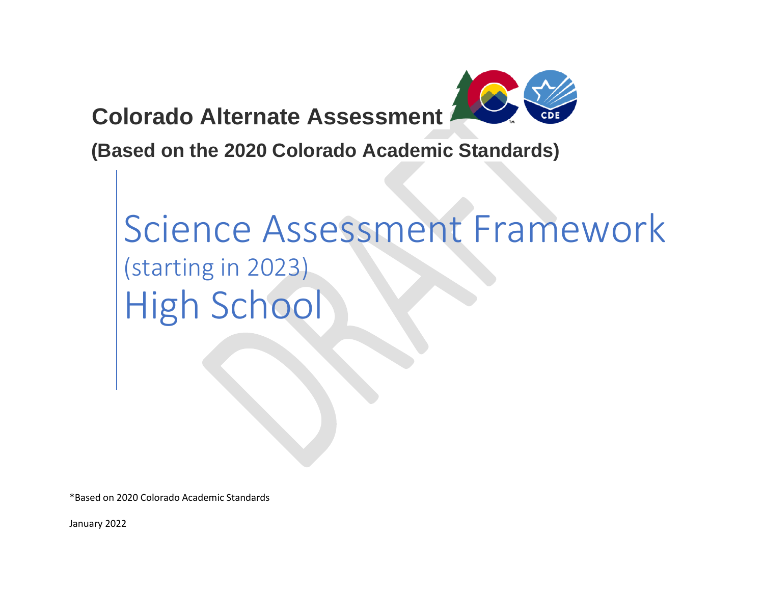**Colorado Alternate Assessment**

**(Based on the 2020 Colorado Academic Standards)**

# Science Assessment Framework

(starting in 2023)

# High School

*Based on 2020 Colorado Academic Standards

January 2022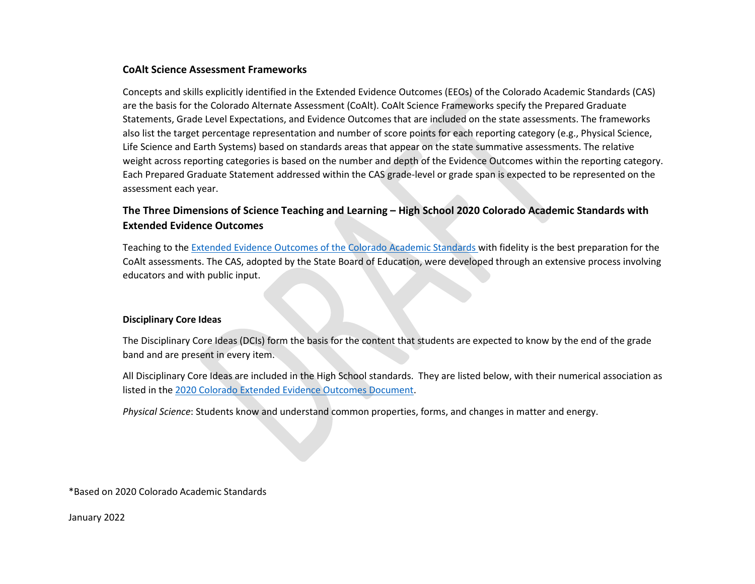### CoAlt Science Assessment Frameworks

Concepts and skills explicitly identified in the Extended Evidence Outcomes (EEOs) of the Colorado Academic Standards (CAS) are the basis for the Colorado Alternate Assessment (CoAlt). CoAlt Science Frameworks specify the Prepared Graduate Statements, Grade Level Expectations, and Evidence Outcomes that are included on the state assessments. The frameworks also list the target percentage representation and number of score points for each reporting category (e.g., Physical Science, Life Science and Earth Systems) based on standards areas that appear on the state summative assessments. The relative weight across reporting categories is based on the number and depth of the Evidence Outcomes within the reporting category. Each Prepared Graduate Statement addressed within the CAS grade-level or grade span is expected to be represented on the assessment each year.

## The Three Dimensions of Science Teaching and Learning – High School 2020 Colorado Academic Standards with Extended Evidence Outcomes

Teaching to the [Extended Evidence Outcomes of the Colorado Academic Standards](#) with fidelity is the best preparation for the CoAlt assessments. The CAS, adopted by the State Board of Education, were developed through an extensive process involving educators and with public input.

### Disciplinary Core Ideas

The Disciplinary Core Ideas (DCIs) form the basis for the content that students are expected to know by the end of the grade band and are present in every item.

All Disciplinary Core Ideas are included in the High School standards. They are listed below, with their numerical association as listed in the [2020 Colorado Extended Evidence Outcomes Document](#).

*Physical Science*: Students know and understand common properties, forms, and changes in matter and energy.

*Based on 2020 Colorado Academic Standards

January 2022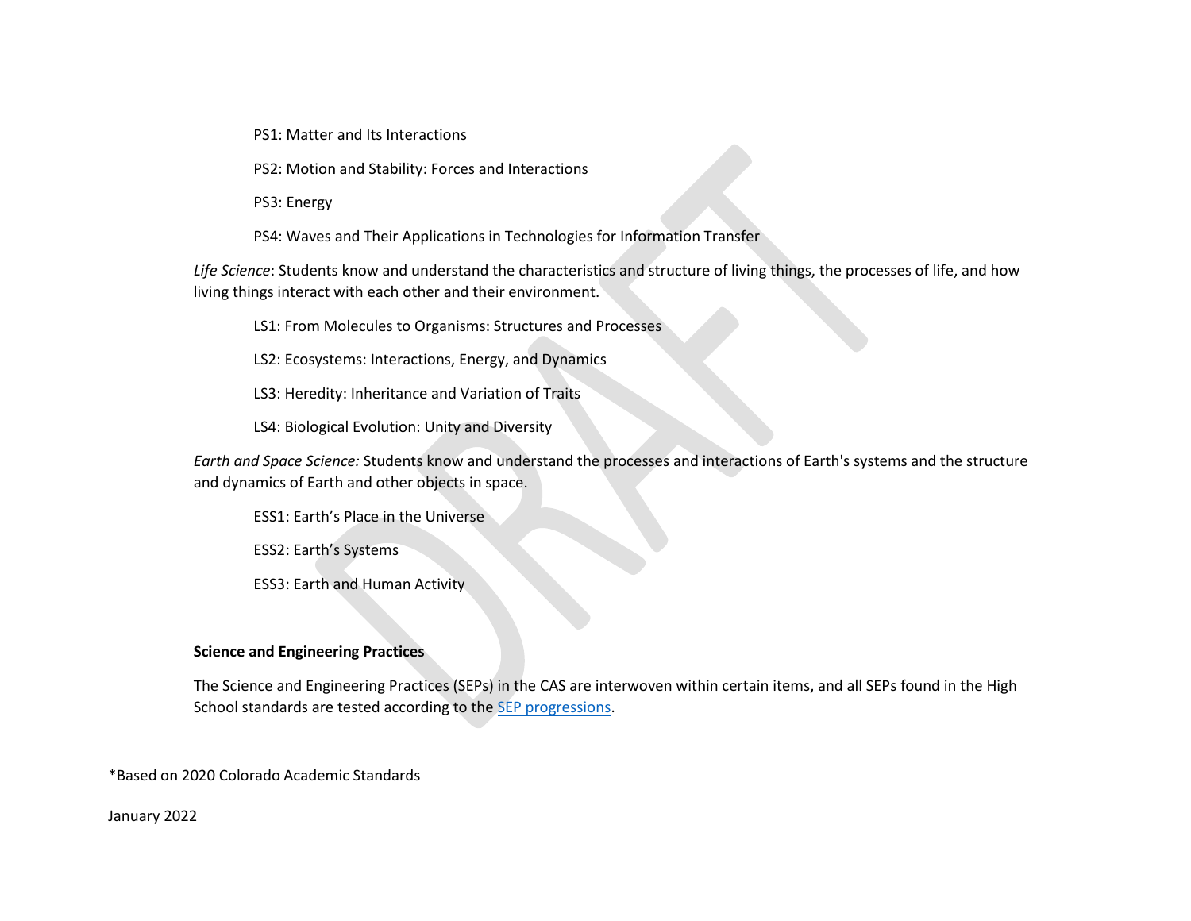PS1: Matter and Its Interactions

PS2: Motion and Stability: Forces and Interactions

PS3: Energy

PS4: Waves and Their Applications in Technologies for Information Transfer

*Life Science*: Students know and understand the characteristics and structure of living things, the processes of life, and how living things interact with each other and their environment.

LS1: From Molecules to Organisms: Structures and Processes

LS2: Ecosystems: Interactions, Energy, and Dynamics

LS3: Heredity: Inheritance and Variation of Traits

LS4: Biological Evolution: Unity and Diversity

*Earth and Space Science:* Students know and understand the processes and interactions of Earth's systems and the structure and dynamics of Earth and other objects in space.

ESS1: Earth's Place in the Universe

ESS2: Earth's Systems

ESS3: Earth and Human Activity

**Science and Engineering Practices**

The Science and Engineering Practices (SEPs) in the CAS are interwoven within certain items, and all SEPs found in the High School standards are tested according to the SEP progressions.

*Based on 2020 Colorado Academic Standards

January 2022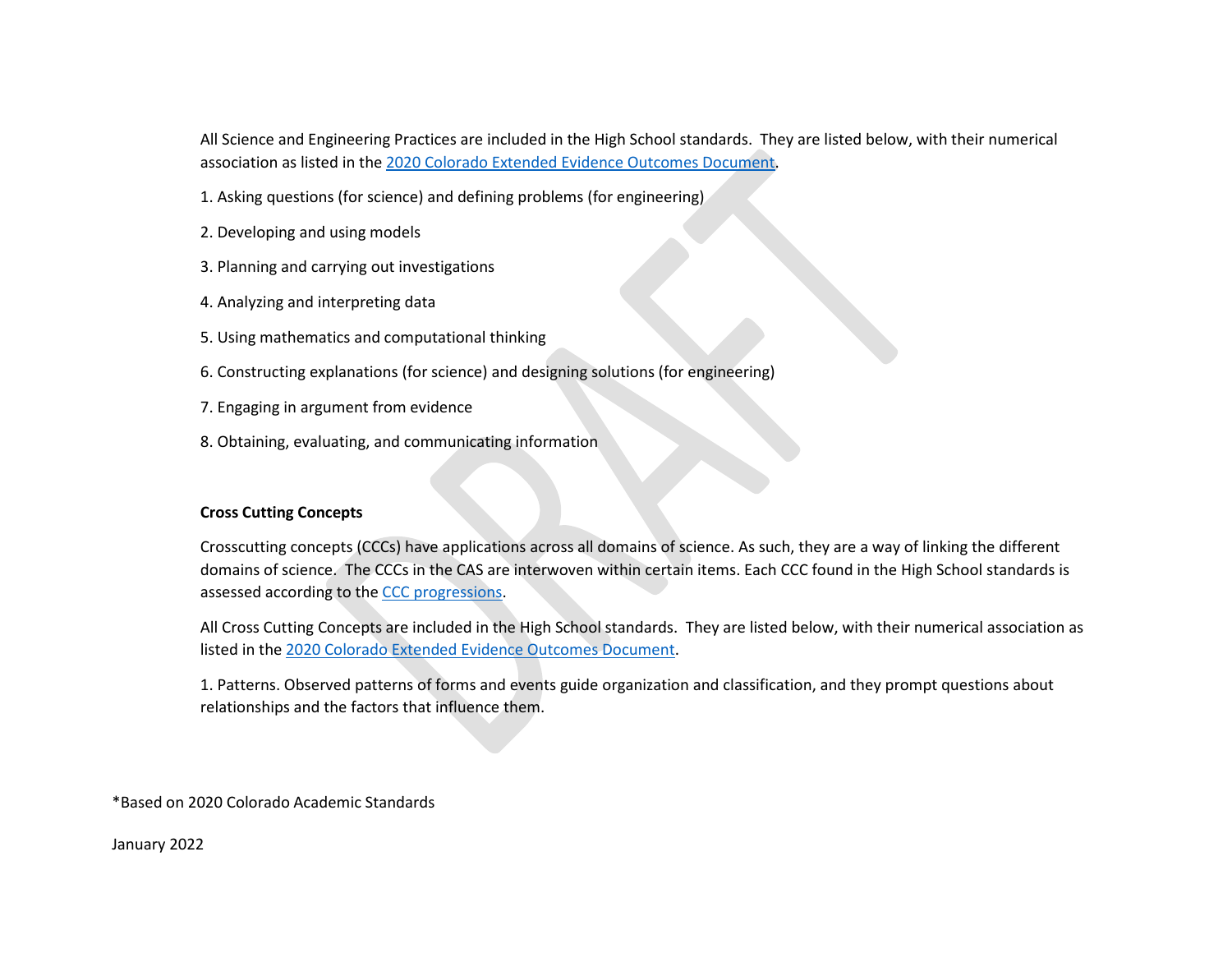All Science and Engineering Practices are included in the High School standards. They are listed below, with their numerical association as listed in the 2020 Colorado Extended Evidence Outcomes Document.

1. Asking questions (for science) and defining problems (for engineering)

2. Developing and using models

3. Planning and carrying out investigations

4. Analyzing and interpreting data

5. Using mathematics and computational thinking

6. Constructing explanations (for science) and designing solutions (for engineering)

7. Engaging in argument from evidence

8. Obtaining, evaluating, and communicating information

**Cross Cutting Concepts**

Crosscutting concepts (CCCs) have applications across all domains of science. As such, they are a way of linking the different domains of science. The CCCs in the CAS are interwoven within certain items. Each CCC found in the High School standards is assessed according to the CCC progressions.

All Cross Cutting Concepts are included in the High School standards. They are listed below, with their numerical association as listed in the 2020 Colorado Extended Evidence Outcomes Document.

1. Patterns. Observed patterns of forms and events guide organization and classification, and they prompt questions about relationships and the factors that influence them.

*Based on 2020 Colorado Academic Standards

January 2022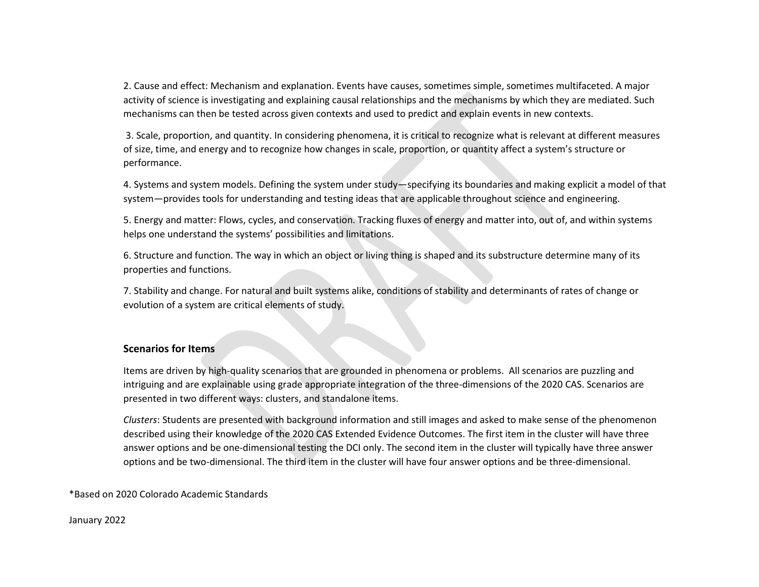2. Cause and effect: Mechanism and explanation. Events have causes, sometimes simple, sometimes multifaceted. A major activity of science is investigating and explaining causal relationships and the mechanisms by which they are mediated. Such mechanisms can then be tested across given contexts and used to predict and explain events in new contexts.

3. Scale, proportion, and quantity. In considering phenomena, it is critical to recognize what is relevant at different measures of size, time, and energy and to recognize how changes in scale, proportion, or quantity affect a system's structure or performance.

4. Systems and system models. Defining the system under study—specifying its boundaries and making explicit a model of that system—provides tools for understanding and testing ideas that are applicable throughout science and engineering.

5. Energy and matter: Flows, cycles, and conservation. Tracking fluxes of energy and matter into, out of, and within systems helps one understand the systems' possibilities and limitations.

6. Structure and function. The way in which an object or living thing is shaped and its substructure determine many of its properties and functions.

7. Stability and change. For natural and built systems alike, conditions of stability and determinants of rates of change or evolution of a system are critical elements of study.

## Scenarios for Items

Items are driven by high-quality scenarios that are grounded in phenomena or problems. All scenarios are puzzling and intriguing and are explainable using grade appropriate integration of the three-dimensions of the 2020 CAS. Scenarios are presented in two different ways: clusters, and standalone items.

*Clusters*: Students are presented with background information and still images and asked to make sense of the phenomenon described using their knowledge of the 2020 CAS Extended Evidence Outcomes. The first item in the cluster will have three answer options and be one-dimensional testing the DCI only. The second item in the cluster will typically have three answer options and be two-dimensional. The third item in the cluster will have four answer options and be three-dimensional.

*Based on 2020 Colorado Academic Standards

January 2022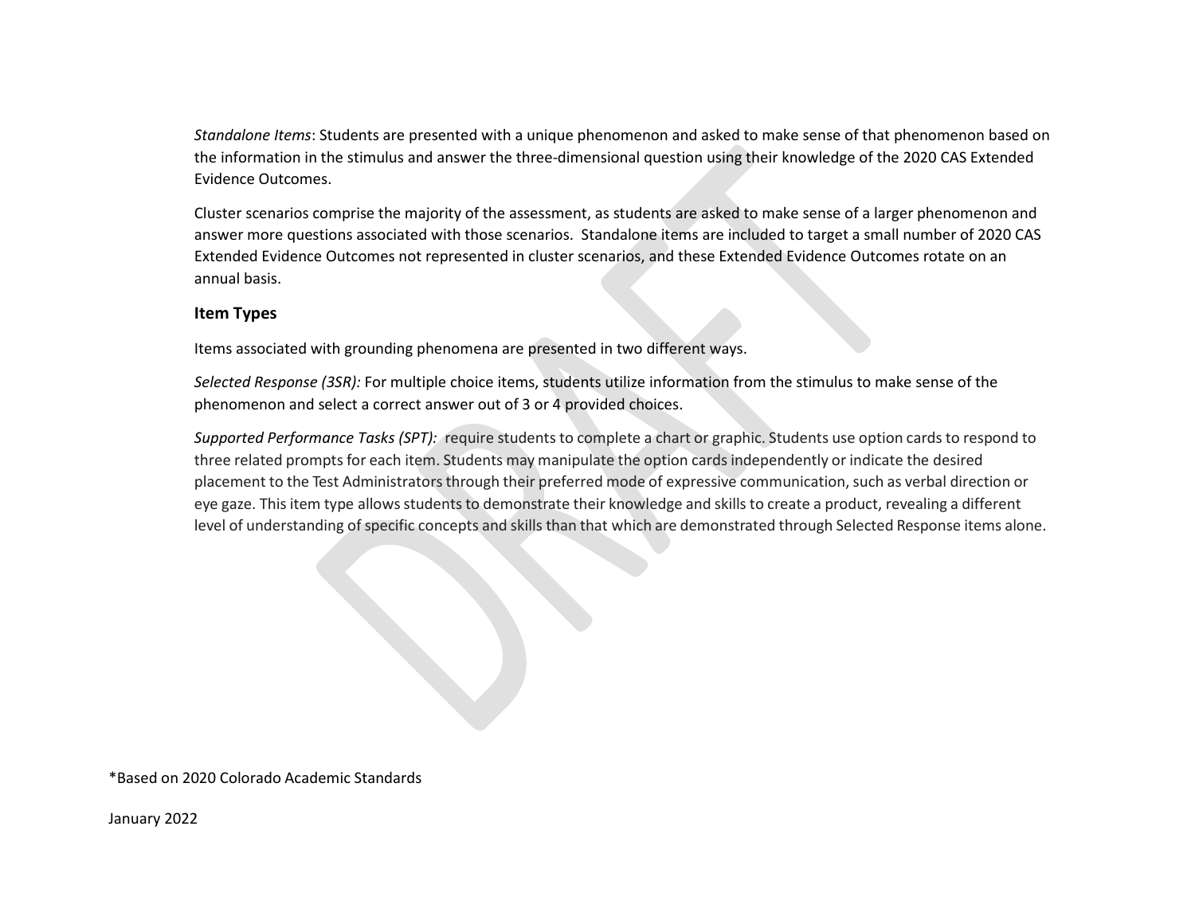*Standalone Items*: Students are presented with a unique phenomenon and asked to make sense of that phenomenon based on the information in the stimulus and answer the three-dimensional question using their knowledge of the 2020 CAS Extended Evidence Outcomes.

Cluster scenarios comprise the majority of the assessment, as students are asked to make sense of a larger phenomenon and answer more questions associated with those scenarios. Standalone items are included to target a small number of 2020 CAS Extended Evidence Outcomes not represented in cluster scenarios, and these Extended Evidence Outcomes rotate on an annual basis.

### Item Types

Items associated with grounding phenomena are presented in two different ways.

*Selected Response (3SR):* For multiple choice items, students utilize information from the stimulus to make sense of the phenomenon and select a correct answer out of 3 or 4 provided choices.

*Supported Performance Tasks (SPT):* require students to complete a chart or graphic. Students use option cards to respond to three related prompts for each item. Students may manipulate the option cards independently or indicate the desired placement to the Test Administrators through their preferred mode of expressive communication, such as verbal direction or eye gaze. This item type allows students to demonstrate their knowledge and skills to create a product, revealing a different level of understanding of specific concepts and skills than that which are demonstrated through Selected Response items alone.

*Based on 2020 Colorado Academic Standards

January 2022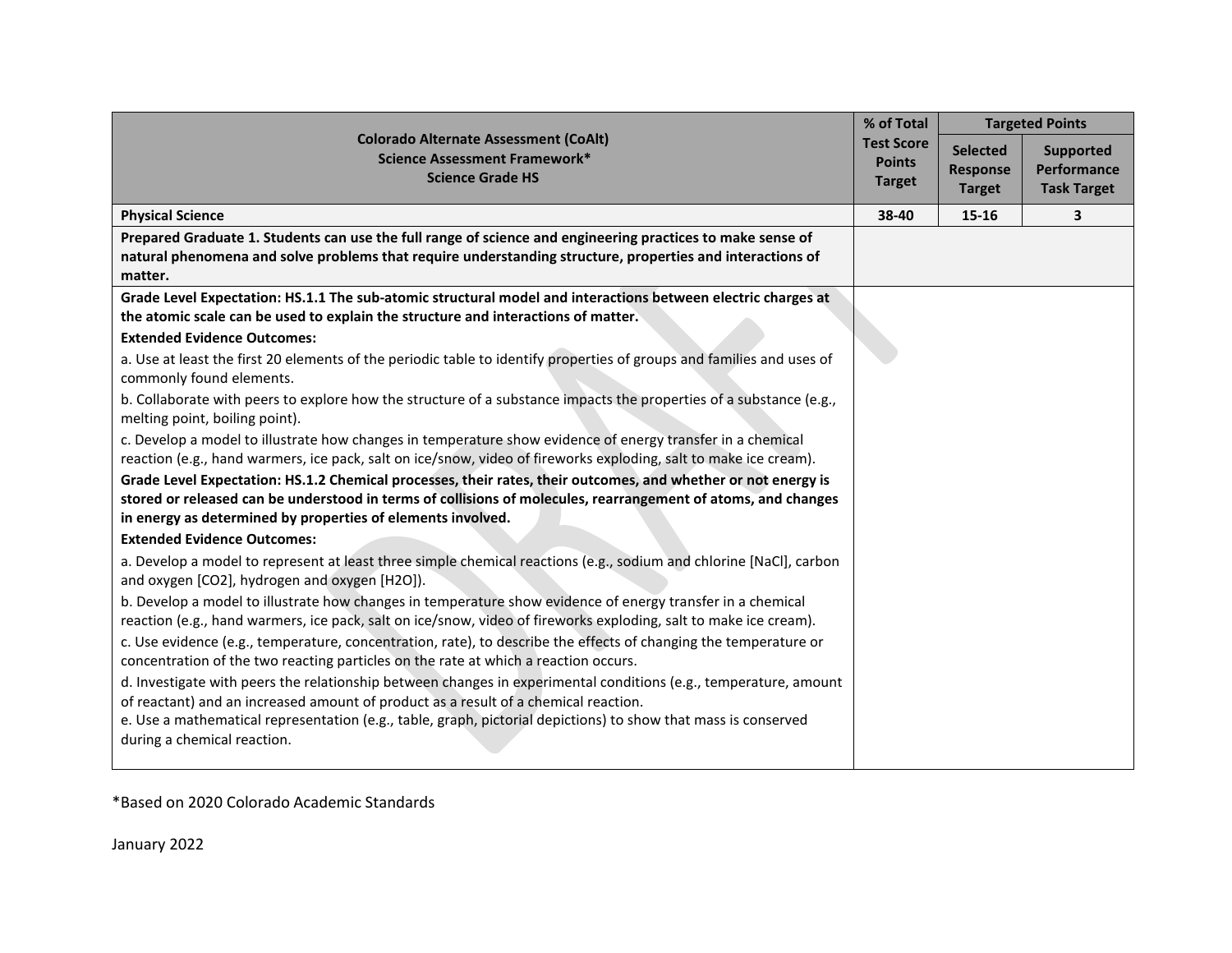| Colorado Alternate Assessment (CoAlt)<br>Science Assessment Framework*<br>Science Grade HS | % of Total Test Score Points Target | Targeted Points | |
|---|---|---|---|
| | | Selected Response Target | Supported Performance Task Target |
| **Physical Science** | **38-40** | **15-16** | **3** |
| **Prepared Graduate 1. Students can use the full range of science and engineering practices to make sense of natural phenomena and solve problems that require understanding structure, properties and interactions of matter.** | | | |
| **Grade Level Expectation: HS.1.1 The sub-atomic structural model and interactions between electric charges at the atomic scale can be used to explain the structure and interactions of matter.**<br>**Extended Evidence Outcomes:**<br>a. Use at least the first 20 elements of the periodic table to identify properties of groups and families and uses of commonly found elements.<br>b. Collaborate with peers to explore how the structure of a substance impacts the properties of a substance (e.g., melting point, boiling point).<br>c. Develop a model to illustrate how changes in temperature show evidence of energy transfer in a chemical reaction (e.g., hand warmers, ice pack, salt on ice/snow, video of fireworks exploding, salt to make ice cream).<br>**Grade Level Expectation: HS.1.2 Chemical processes, their rates, their outcomes, and whether or not energy is stored or released can be understood in terms of collisions of molecules, rearrangement of atoms, and changes in energy as determined by properties of elements involved.**<br>**Extended Evidence Outcomes:**<br>a. Develop a model to represent at least three simple chemical reactions (e.g., sodium and chlorine [$NaCl$], carbon and oxygen [$CO_2$], hydrogen and oxygen [$H_2O$]).<br>b. Develop a model to illustrate how changes in temperature show evidence of energy transfer in a chemical reaction (e.g., hand warmers, ice pack, salt on ice/snow, video of fireworks exploding, salt to make ice cream).<br>c. Use evidence (e.g., temperature, concentration, rate), to describe the effects of changing the temperature or concentration of the two reacting particles on the rate at which a reaction occurs.<br>d. Investigate with peers the relationship between changes in experimental conditions (e.g., temperature, amount of reactant) and an increased amount of product as a result of a chemical reaction.<br>e. Use a mathematical representation (e.g., table, graph, pictorial depictions) to show that mass is conserved during a chemical reaction. | | | |

*Based on 2020 Colorado Academic Standards

January 2022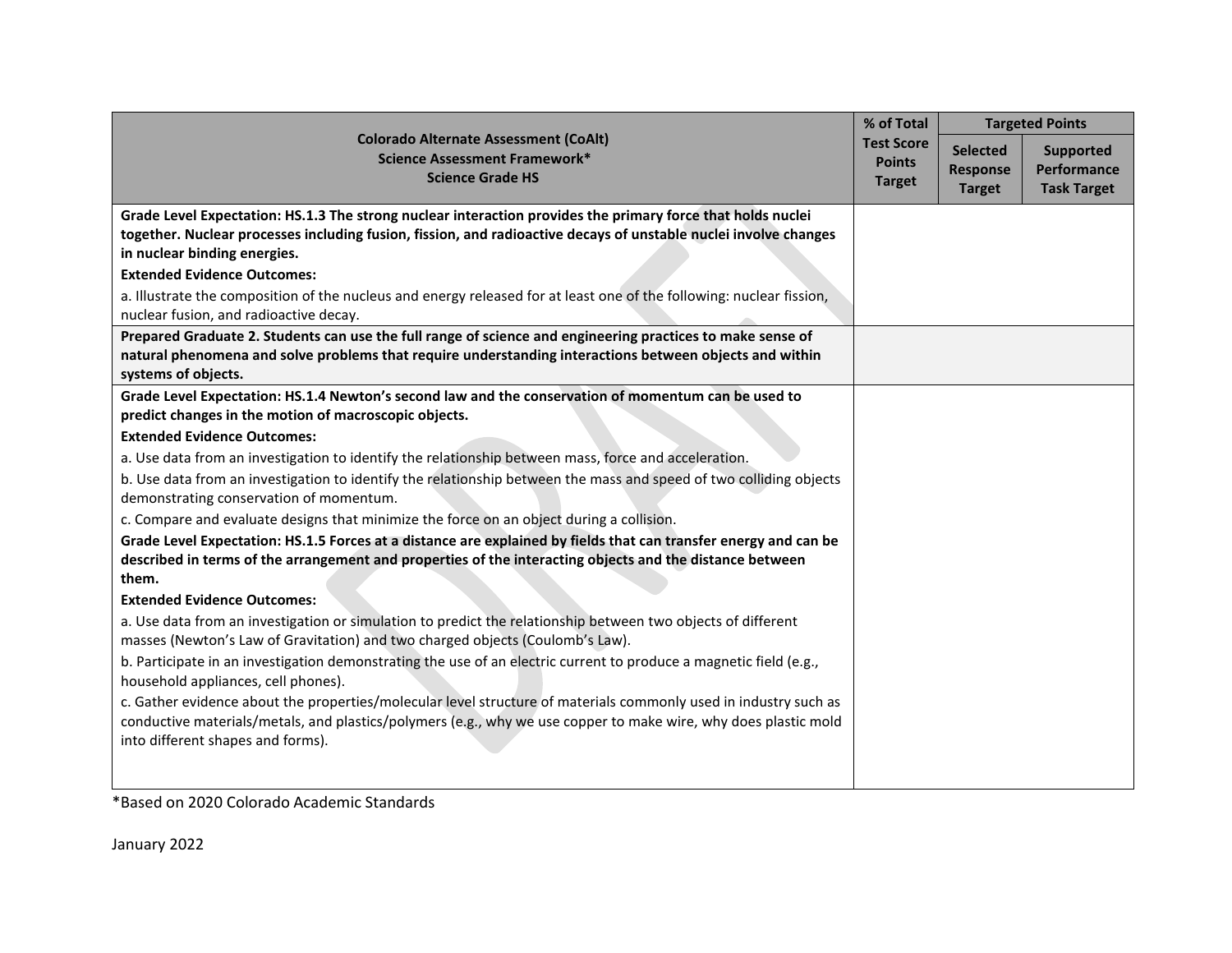| Colorado Alternate Assessment (CoAlt)<br>Science Assessment Framework*<br>Science Grade HS | % of Total Test Score Points Target | Targeted Points | |
|---|---|---|---|
| | | Selected Response Target | Supported Performance Task Target |
| **Grade Level Expectation: HS.1.3 The strong nuclear interaction provides the primary force that holds nuclei together. Nuclear processes including fusion, fission, and radioactive decays of unstable nuclei involve changes in nuclear binding energies.**<br>**Extended Evidence Outcomes:**<br>a. Illustrate the composition of the nucleus and energy released for at least one of the following: nuclear fission, nuclear fusion, and radioactive decay. | | | |
| **Prepared Graduate 2. Students can use the full range of science and engineering practices to make sense of natural phenomena and solve problems that require understanding interactions between objects and within systems of objects.** | | | |
| **Grade Level Expectation: HS.1.4 Newton's second law and the conservation of momentum can be used to predict changes in the motion of macroscopic objects.**<br>**Extended Evidence Outcomes:**<br>a. Use data from an investigation to identify the relationship between mass, force and acceleration.<br>b. Use data from an investigation to identify the relationship between the mass and speed of two colliding objects demonstrating conservation of momentum.<br>c. Compare and evaluate designs that minimize the force on an object during a collision.<br>**Grade Level Expectation: HS.1.5 Forces at a distance are explained by fields that can transfer energy and can be described in terms of the arrangement and properties of the interacting objects and the distance between them.**<br>**Extended Evidence Outcomes:**<br>a. Use data from an investigation or simulation to predict the relationship between two objects of different masses (Newton's Law of Gravitation) and two charged objects (Coulomb's Law).<br>b. Participate in an investigation demonstrating the use of an electric current to produce a magnetic field (e.g., household appliances, cell phones).<br>c. Gather evidence about the properties/molecular level structure of materials commonly used in industry such as conductive materials/metals, and plastics/polymers (e.g., why we use copper to make wire, why does plastic mold into different shapes and forms). | | | |

*Based on 2020 Colorado Academic Standards

January 2022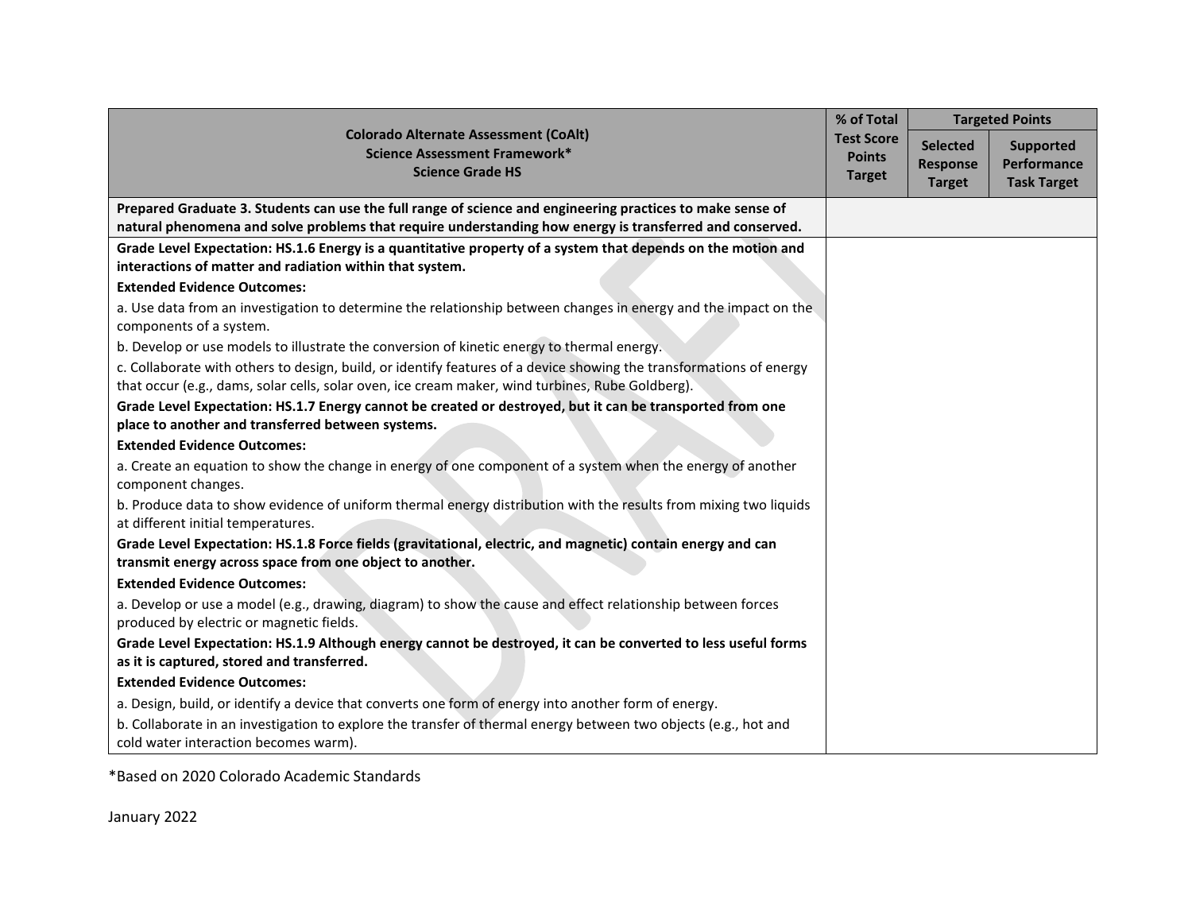| Colorado Alternate Assessment (CoAlt)<br>Science Assessment Framework*<br>Science Grade HS | % of Total Test Score Points Target | Targeted Points | |
|---|---|---|---|
| | | Selected Response Target | Supported Performance Task Target |
| **Prepared Graduate 3. Students can use the full range of science and engineering practices to make sense of natural phenomena and solve problems that require understanding how energy is transferred and conserved.** | | | |
| **Grade Level Expectation: HS.1.6 Energy is a quantitative property of a system that depends on the motion and interactions of matter and radiation within that system.**<br>**Extended Evidence Outcomes:**<br>a. Use data from an investigation to determine the relationship between changes in energy and the impact on the components of a system.<br>b. Develop or use models to illustrate the conversion of kinetic energy to thermal energy.<br>c. Collaborate with others to design, build, or identify features of a device showing the transformations of energy that occur (e.g., dams, solar cells, solar oven, ice cream maker, wind turbines, Rube Goldberg).<br>**Grade Level Expectation: HS.1.7 Energy cannot be created or destroyed, but it can be transported from one place to another and transferred between systems.**<br>**Extended Evidence Outcomes:**<br>a. Create an equation to show the change in energy of one component of a system when the energy of another component changes.<br>b. Produce data to show evidence of uniform thermal energy distribution with the results from mixing two liquids at different initial temperatures.<br>**Grade Level Expectation: HS.1.8 Force fields (gravitational, electric, and magnetic) contain energy and can transmit energy across space from one object to another.**<br>**Extended Evidence Outcomes:**<br>a. Develop or use a model (e.g., drawing, diagram) to show the cause and effect relationship between forces produced by electric or magnetic fields.<br>**Grade Level Expectation: HS.1.9 Although energy cannot be destroyed, it can be converted to less useful forms as it is captured, stored and transferred.**<br>**Extended Evidence Outcomes:**<br>a. Design, build, or identify a device that converts one form of energy into another form of energy.<br>b. Collaborate in an investigation to explore the transfer of thermal energy between two objects (e.g., hot and cold water interaction becomes warm). | | | |

*Based on 2020 Colorado Academic Standards

January 2022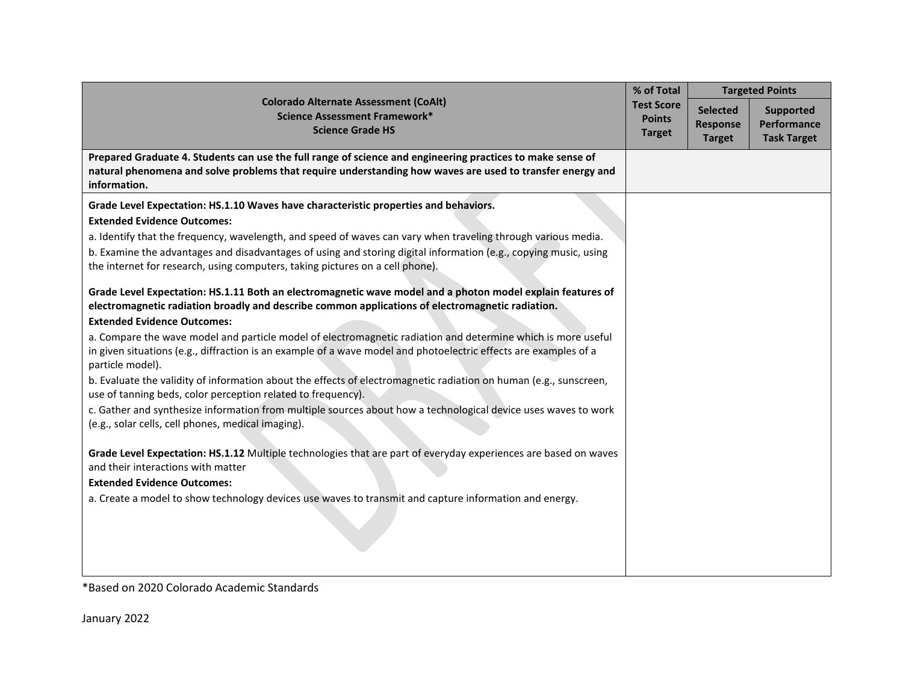| Colorado Alternate Assessment (CoAlt)<br>Science Assessment Framework*<br>Science Grade HS | % of Total Test Score Points Target | Targeted Points | |
|---|---|---|---|
| | | Selected Response Target | Supported Performance Task Target |
| **Prepared Graduate 4. Students can use the full range of science and engineering practices to make sense of natural phenomena and solve problems that require understanding how waves are used to transfer energy and information.** | | | |
| **Grade Level Expectation: HS.1.10 Waves have characteristic properties and behaviors.**<br>**Extended Evidence Outcomes:**<br>a. Identify that the frequency, wavelength, and speed of waves can vary when traveling through various media.<br>b. Examine the advantages and disadvantages of using and storing digital information (e.g., copying music, using the internet for research, using computers, taking pictures on a cell phone).<br><br>**Grade Level Expectation: HS.1.11 Both an electromagnetic wave model and a photon model explain features of electromagnetic radiation broadly and describe common applications of electromagnetic radiation.**<br>**Extended Evidence Outcomes:**<br>a. Compare the wave model and particle model of electromagnetic radiation and determine which is more useful in given situations (e.g., diffraction is an example of a wave model and photoelectric effects are examples of a particle model).<br>b. Evaluate the validity of information about the effects of electromagnetic radiation on human (e.g., sunscreen, use of tanning beds, color perception related to frequency).<br>c. Gather and synthesize information from multiple sources about how a technological device uses waves to work (e.g., solar cells, cell phones, medical imaging).<br><br>**Grade Level Expectation: HS.1.12** Multiple technologies that are part of everyday experiences are based on waves and their interactions with matter<br>**Extended Evidence Outcomes:**<br>a. Create a model to show technology devices use waves to transmit and capture information and energy. | | | |

*Based on 2020 Colorado Academic Standards

January 2022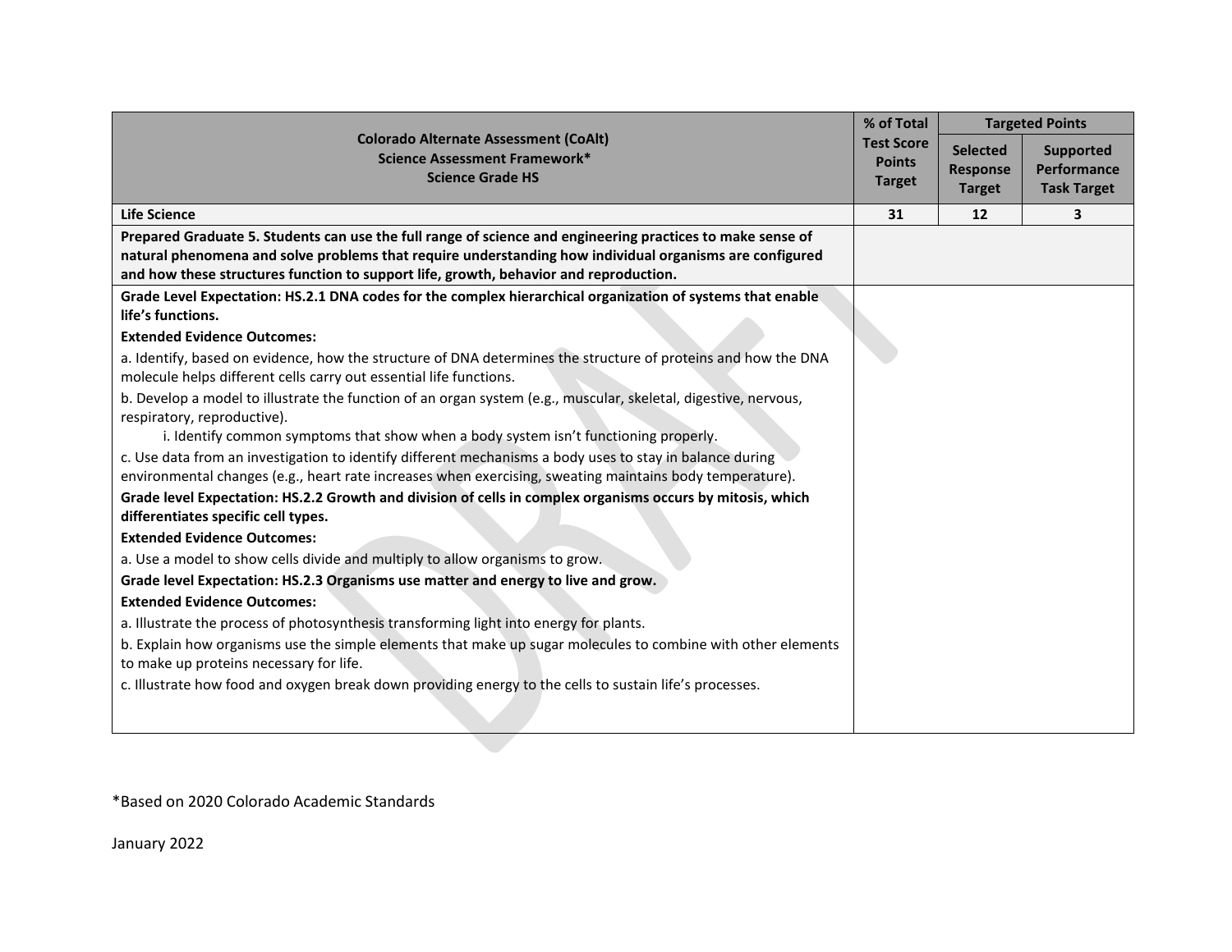| Colorado Alternate Assessment (CoAlt)<br>Science Assessment Framework*<br>Science Grade HS | % of Total Test Score Points Target | Targeted Points | |
|---|---|---|---|
| | | Selected Response Target | Supported Performance Task Target |
| **Life Science** | **31** | **12** | **3** |
| **Prepared Graduate 5. Students can use the full range of science and engineering practices to make sense of natural phenomena and solve problems that require understanding how individual organisms are configured and how these structures function to support life, growth, behavior and reproduction.** | | | |
| **Grade Level Expectation: HS.2.1 DNA codes for the complex hierarchical organization of systems that enable life's functions.**<br>**Extended Evidence Outcomes:**<br>a. Identify, based on evidence, how the structure of DNA determines the structure of proteins and how the DNA molecule helps different cells carry out essential life functions.<br>b. Develop a model to illustrate the function of an organ system (e.g., muscular, skeletal, digestive, nervous, respiratory, reproductive).<br>i. Identify common symptoms that show when a body system isn't functioning properly.<br>c. Use data from an investigation to identify different mechanisms a body uses to stay in balance during environmental changes (e.g., heart rate increases when exercising, sweating maintains body temperature).<br>**Grade level Expectation: HS.2.2 Growth and division of cells in complex organisms occurs by mitosis, which differentiates specific cell types.**<br>**Extended Evidence Outcomes:**<br>a. Use a model to show cells divide and multiply to allow organisms to grow.<br>**Grade level Expectation: HS.2.3 Organisms use matter and energy to live and grow.**<br>**Extended Evidence Outcomes:**<br>a. Illustrate the process of photosynthesis transforming light into energy for plants.<br>b. Explain how organisms use the simple elements that make up sugar molecules to combine with other elements to make up proteins necessary for life.<br>c. Illustrate how food and oxygen break down providing energy to the cells to sustain life's processes. | | | |

*Based on 2020 Colorado Academic Standards

January 2022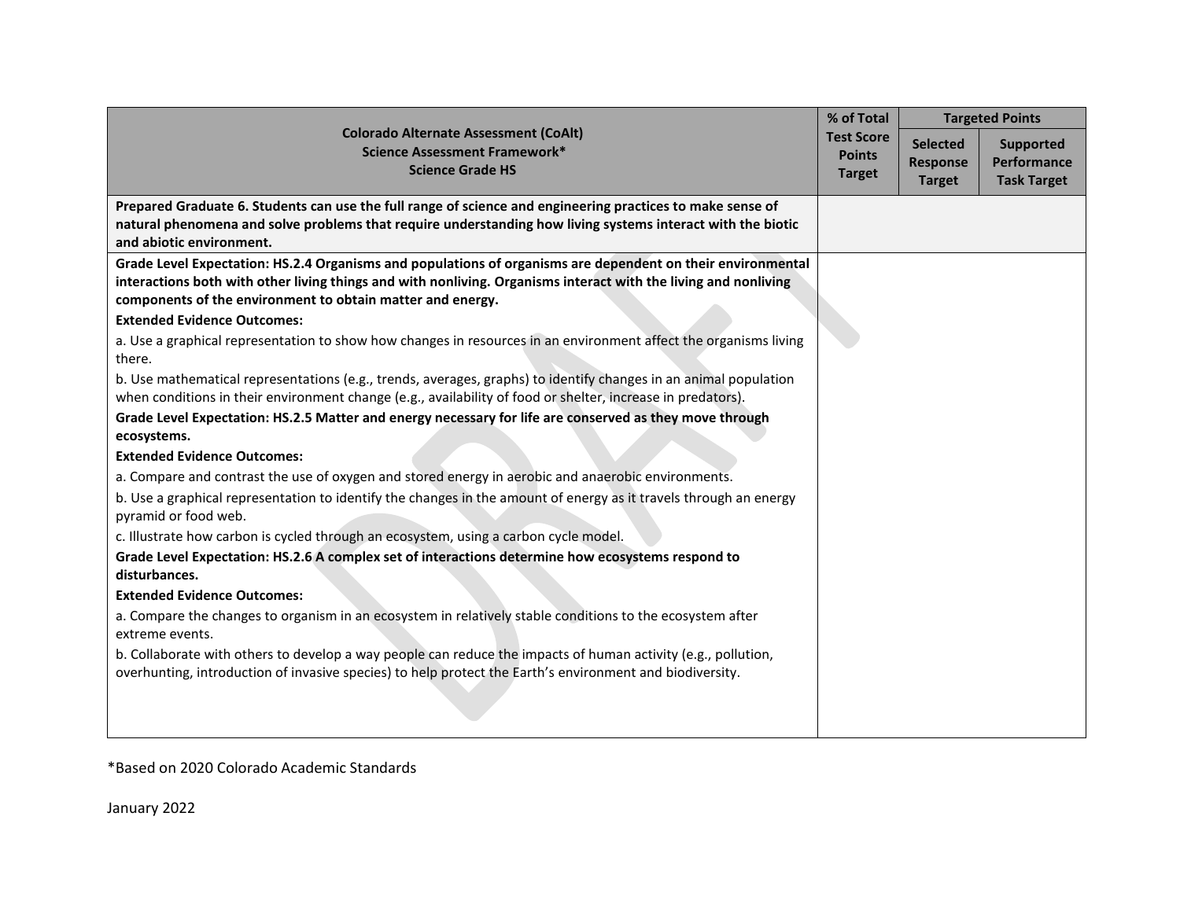| Colorado Alternate Assessment (CoAlt)<br>Science Assessment Framework*<br>Science Grade HS | % of Total Test Score Points Target | Targeted Points | |
|---|---|---|---|
| | | Selected Response Target | Supported Performance Task Target |
| **Prepared Graduate 6. Students can use the full range of science and engineering practices to make sense of natural phenomena and solve problems that require understanding how living systems interact with the biotic and abiotic environment.** | | | |
| **Grade Level Expectation: HS.2.4 Organisms and populations of organisms are dependent on their environmental interactions both with other living things and with nonliving. Organisms interact with the living and nonliving components of the environment to obtain matter and energy.**<br>**Extended Evidence Outcomes:**<br>a. Use a graphical representation to show how changes in resources in an environment affect the organisms living there.<br>b. Use mathematical representations (e.g., trends, averages, graphs) to identify changes in an animal population when conditions in their environment change (e.g., availability of food or shelter, increase in predators).<br>**Grade Level Expectation: HS.2.5 Matter and energy necessary for life are conserved as they move through ecosystems.**<br>**Extended Evidence Outcomes:**<br>a. Compare and contrast the use of oxygen and stored energy in aerobic and anaerobic environments.<br>b. Use a graphical representation to identify the changes in the amount of energy as it travels through an energy pyramid or food web.<br>c. Illustrate how carbon is cycled through an ecosystem, using a carbon cycle model.<br>**Grade Level Expectation: HS.2.6 A complex set of interactions determine how ecosystems respond to disturbances.**<br>**Extended Evidence Outcomes:**<br>a. Compare the changes to organism in an ecosystem in relatively stable conditions to the ecosystem after extreme events.<br>b. Collaborate with others to develop a way people can reduce the impacts of human activity (e.g., pollution, overhunting, introduction of invasive species) to help protect the Earth's environment and biodiversity. | | | |

*Based on 2020 Colorado Academic Standards

January 2022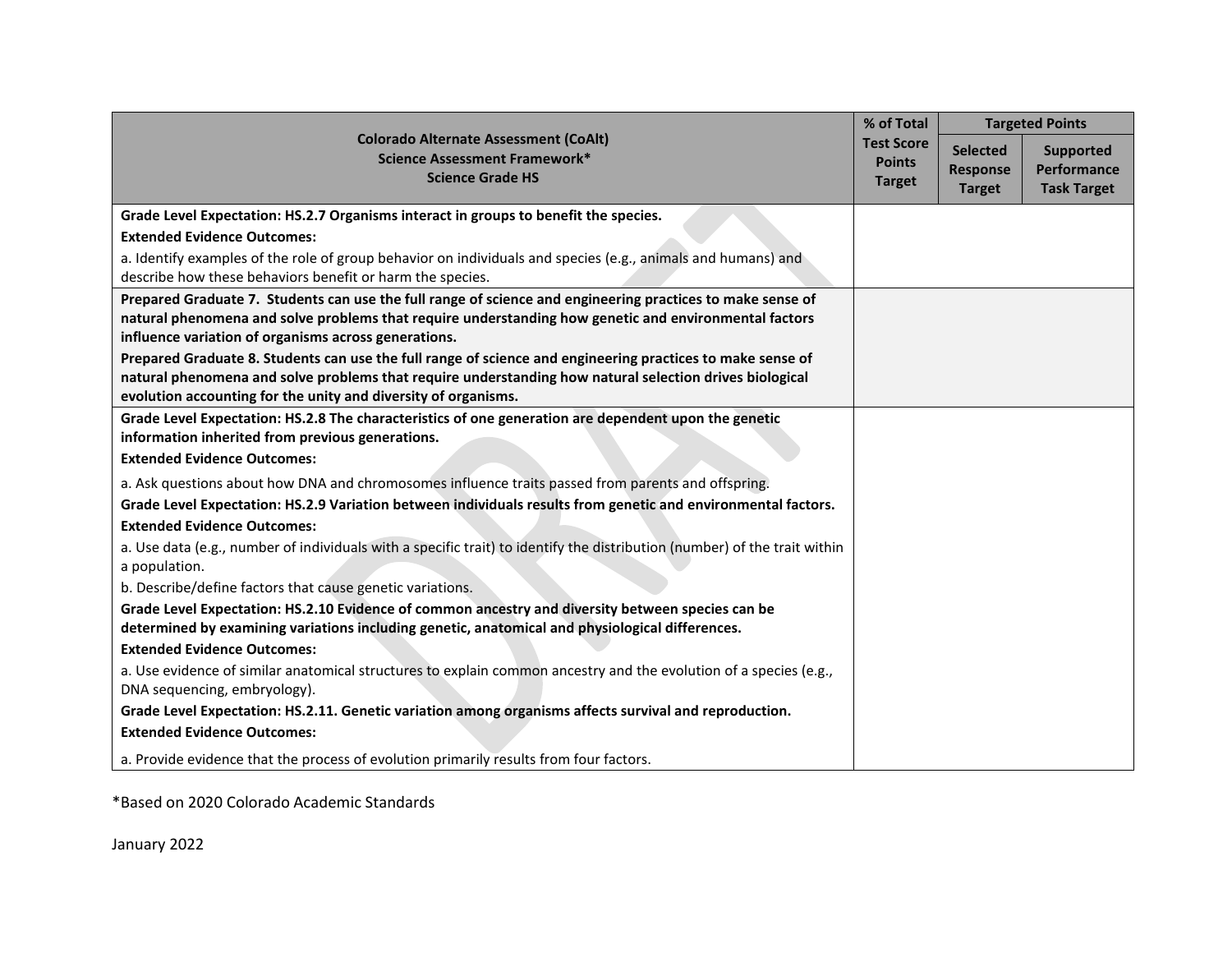| Colorado Alternate Assessment (CoAlt)<br>Science Assessment Framework*<br>Science Grade HS | % of Total Test Score Points Target | Targeted Points | |
|---|---|---|---|
| | | **Selected Response Target** | **Supported Performance Task Target** |
| **Grade Level Expectation: HS.2.7 Organisms interact in groups to benefit the species.**<br>**Extended Evidence Outcomes:**<br>a. Identify examples of the role of group behavior on individuals and species (e.g., animals and humans) and describe how these behaviors benefit or harm the species. | | | |
| **Prepared Graduate 7. Students can use the full range of science and engineering practices to make sense of natural phenomena and solve problems that require understanding how genetic and environmental factors influence variation of organisms across generations.**<br>**Prepared Graduate 8. Students can use the full range of science and engineering practices to make sense of natural phenomena and solve problems that require understanding how natural selection drives biological evolution accounting for the unity and diversity of organisms.** | | | |
| **Grade Level Expectation: HS.2.8 The characteristics of one generation are dependent upon the genetic information inherited from previous generations.**<br>**Extended Evidence Outcomes:**<br>a. Ask questions about how DNA and chromosomes influence traits passed from parents and offspring.<br>**Grade Level Expectation: HS.2.9 Variation between individuals results from genetic and environmental factors.**<br>**Extended Evidence Outcomes:**<br>a. Use data (e.g., number of individuals with a specific trait) to identify the distribution (number) of the trait within a population.<br>b. Describe/define factors that cause genetic variations.<br>**Grade Level Expectation: HS.2.10 Evidence of common ancestry and diversity between species can be determined by examining variations including genetic, anatomical and physiological differences.**<br>**Extended Evidence Outcomes:**<br>a. Use evidence of similar anatomical structures to explain common ancestry and the evolution of a species (e.g., DNA sequencing, embryology).<br>**Grade Level Expectation: HS.2.11. Genetic variation among organisms affects survival and reproduction.**<br>**Extended Evidence Outcomes:**<br>a. Provide evidence that the process of evolution primarily results from four factors. | | | |

*Based on 2020 Colorado Academic Standards

January 2022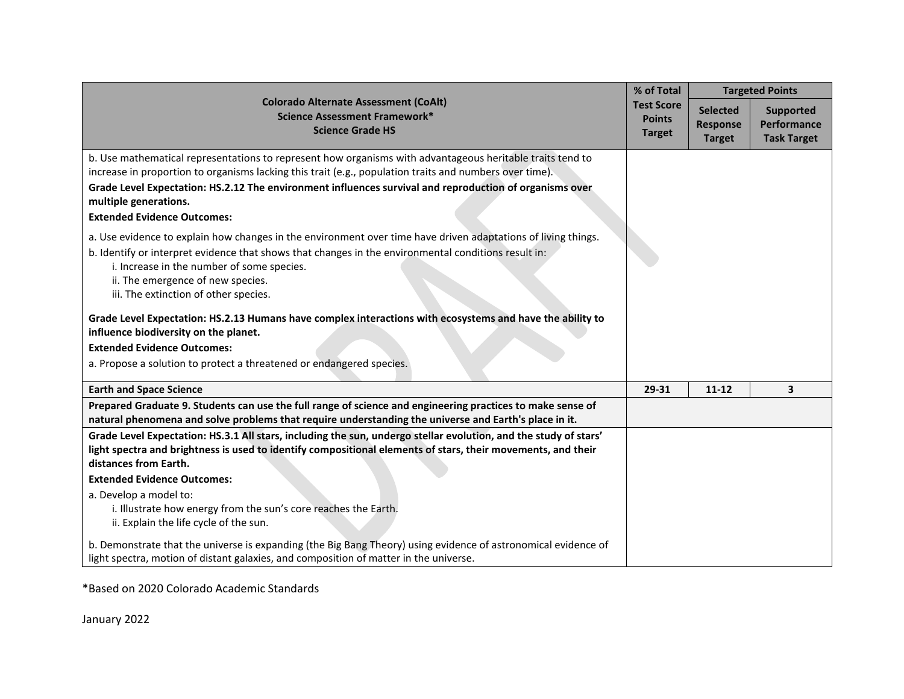| Colorado Alternate Assessment (CoAlt)<br>Science Assessment Framework*<br>Science Grade HS | % of Total Test Score Points Target | Targeted Points | |
|---|---|---|---|
| | | Selected Response Target | Supported Performance Task Target |
| b. Use mathematical representations to represent how organisms with advantageous heritable traits tend to increase in proportion to organisms lacking this trait (e.g., population traits and numbers over time).<br>**Grade Level Expectation: HS.2.12 The environment influences survival and reproduction of organisms over multiple generations.**<br>**Extended Evidence Outcomes:**<br>a. Use evidence to explain how changes in the environment over time have driven adaptations of living things.<br>b. Identify or interpret evidence that shows that changes in the environmental conditions result in:<br>i. Increase in the number of some species.<br>ii. The emergence of new species.<br>iii. The extinction of other species.<br>**Grade Level Expectation: HS.2.13 Humans have complex interactions with ecosystems and have the ability to influence biodiversity on the planet.**<br>**Extended Evidence Outcomes:**<br>a. Propose a solution to protect a threatened or endangered species. | | | |
| **Earth and Space Science** | **29-31** | **11-12** | **3** |
| **Prepared Graduate 9. Students can use the full range of science and engineering practices to make sense of natural phenomena and solve problems that require understanding the universe and Earth's place in it.** | | | |
| **Grade Level Expectation: HS.3.1 All stars, including the sun, undergo stellar evolution, and the study of stars' light spectra and brightness is used to identify compositional elements of stars, their movements, and their distances from Earth.**<br>**Extended Evidence Outcomes:**<br>a. Develop a model to:<br>i. Illustrate how energy from the sun's core reaches the Earth.<br>ii. Explain the life cycle of the sun.<br>b. Demonstrate that the universe is expanding (the Big Bang Theory) using evidence of astronomical evidence of light spectra, motion of distant galaxies, and composition of matter in the universe. | | | |

*Based on 2020 Colorado Academic Standards

January 2022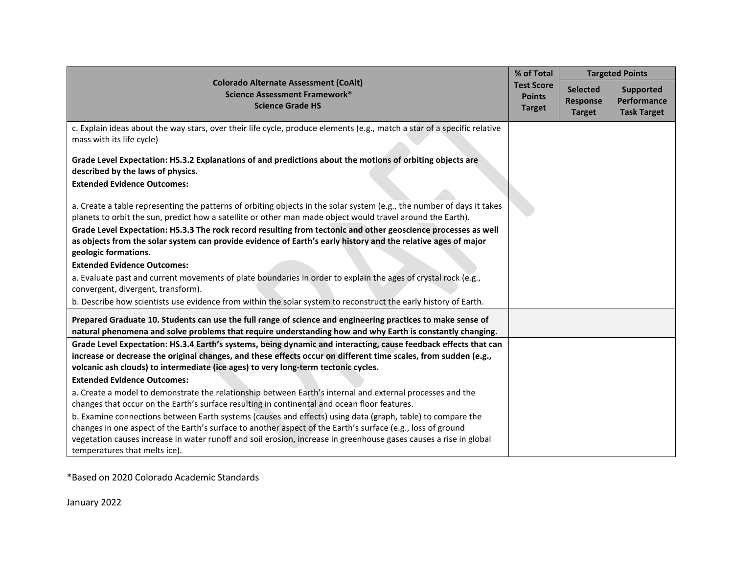| Colorado Alternate Assessment (CoAlt) Science Assessment Framework* Science Grade HS | % of Total Test Score Points Target | Targeted Points | |
|---|---|---|---|
| | | Selected Response Target | Supported Performance Task Target |
| c. Explain ideas about the way stars, over their life cycle, produce elements (e.g., match a star of a specific relative mass with its life cycle)<br><br>**Grade Level Expectation: HS.3.2 Explanations of and predictions about the motions of orbiting objects are described by the laws of physics.**<br>**Extended Evidence Outcomes:**<br><br>a. Create a table representing the patterns of orbiting objects in the solar system (e.g., the number of days it takes planets to orbit the sun, predict how a satellite or other man made object would travel around the Earth).<br>**Grade Level Expectation: HS.3.3 The rock record resulting from tectonic and other geoscience processes as well as objects from the solar system can provide evidence of Earth's early history and the relative ages of major geologic formations.**<br>**Extended Evidence Outcomes:**<br>a. Evaluate past and current movements of plate boundaries in order to explain the ages of crystal rock (e.g., convergent, divergent, transform).<br>b. Describe how scientists use evidence from within the solar system to reconstruct the early history of Earth. | | | |
| **Prepared Graduate 10. Students can use the full range of science and engineering practices to make sense of natural phenomena and solve problems that require understanding how and why Earth is constantly changing.** | | | |
| **Grade Level Expectation: HS.3.4 Earth's systems, being dynamic and interacting, cause feedback effects that can increase or decrease the original changes, and these effects occur on different time scales, from sudden (e.g., volcanic ash clouds) to intermediate (ice ages) to very long-term tectonic cycles.**<br>**Extended Evidence Outcomes:**<br>a. Create a model to demonstrate the relationship between Earth's internal and external processes and the changes that occur on the Earth's surface resulting in continental and ocean floor features.<br>b. Examine connections between Earth systems (causes and effects) using data (graph, table) to compare the changes in one aspect of the Earth's surface to another aspect of the Earth's surface (e.g., loss of ground vegetation causes increase in water runoff and soil erosion, increase in greenhouse gases causes a rise in global temperatures that melts ice). | | | |

*Based on 2020 Colorado Academic Standards

January 2022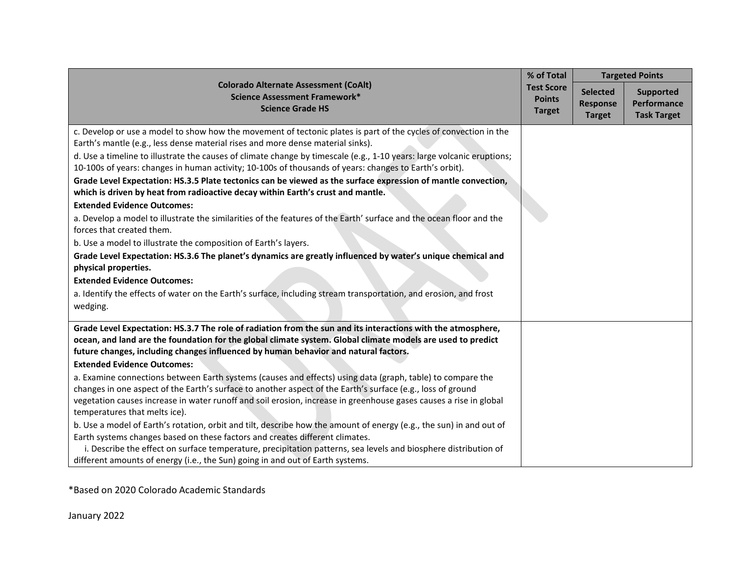| Colorado Alternate Assessment (CoAlt)<br>Science Assessment Framework*<br>Science Grade HS | % of Total Test Score Points Target | Targeted Points | |
|---|---|---|---|
| | | Selected Response Target | Supported Performance Task Target |
| c. Develop or use a model to show how the movement of tectonic plates is part of the cycles of convection in the Earth's mantle (e.g., less dense material rises and more dense material sinks).<br>d. Use a timeline to illustrate the causes of climate change by timescale (e.g., 1-10 years: large volcanic eruptions; 10-100s of years: changes in human activity; 10-100s of thousands of years: changes to Earth's orbit).<br>**Grade Level Expectation: HS.3.5 Plate tectonics can be viewed as the surface expression of mantle convection, which is driven by heat from radioactive decay within Earth's crust and mantle.**<br>**Extended Evidence Outcomes:**<br>a. Develop a model to illustrate the similarities of the features of the Earth' surface and the ocean floor and the forces that created them.<br>b. Use a model to illustrate the composition of Earth's layers.<br>**Grade Level Expectation: HS.3.6 The planet's dynamics are greatly influenced by water's unique chemical and physical properties.**<br>**Extended Evidence Outcomes:**<br>a. Identify the effects of water on the Earth's surface, including stream transportation, and erosion, and frost wedging. | | | |
| **Grade Level Expectation: HS.3.7 The role of radiation from the sun and its interactions with the atmosphere, ocean, and land are the foundation for the global climate system. Global climate models are used to predict future changes, including changes influenced by human behavior and natural factors.**<br>**Extended Evidence Outcomes:**<br>a. Examine connections between Earth systems (causes and effects) using data (graph, table) to compare the changes in one aspect of the Earth's surface to another aspect of the Earth's surface (e.g., loss of ground vegetation causes increase in water runoff and soil erosion, increase in greenhouse gases causes a rise in global temperatures that melts ice).<br>b. Use a model of Earth's rotation, orbit and tilt, describe how the amount of energy (e.g., the sun) in and out of Earth systems changes based on these factors and creates different climates.<br>i. Describe the effect on surface temperature, precipitation patterns, sea levels and biosphere distribution of different amounts of energy (i.e., the Sun) going in and out of Earth systems. | | | |

*Based on 2020 Colorado Academic Standards

January 2022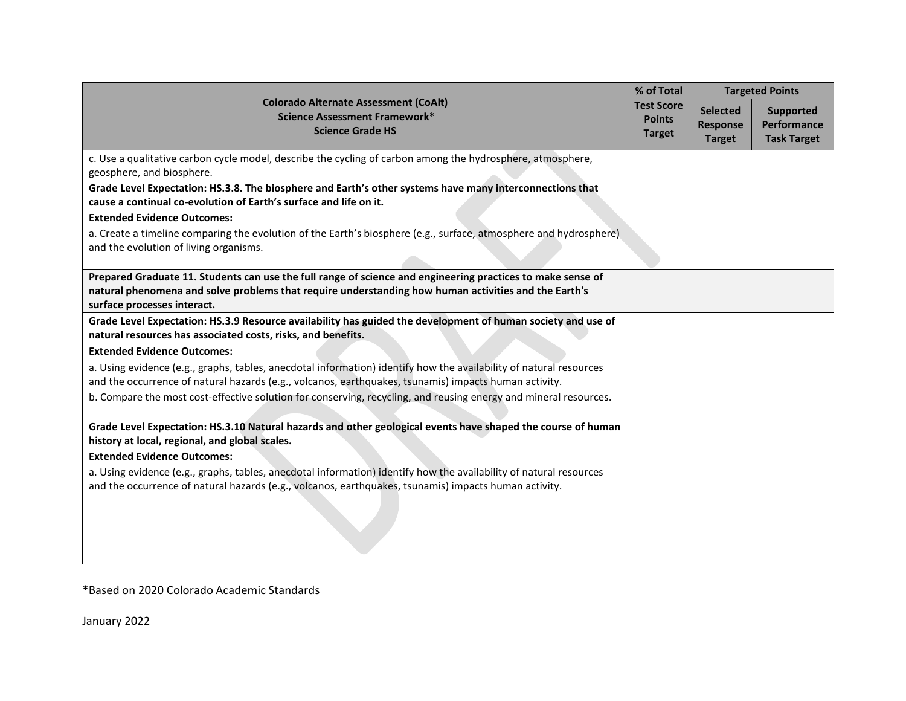| Colorado Alternate Assessment (CoAlt)<br>Science Assessment Framework*<br>Science Grade HS | % of Total Test Score Points Target | Targeted Points | |
|---|---|---|---|
| | | Selected Response Target | Supported Performance Task Target |
| c. Use a qualitative carbon cycle model, describe the cycling of carbon among the hydrosphere, atmosphere, geosphere, and biosphere.<br>**Grade Level Expectation: HS.3.8. The biosphere and Earth's other systems have many interconnections that cause a continual co-evolution of Earth's surface and life on it.**<br>**Extended Evidence Outcomes:**<br>a. Create a timeline comparing the evolution of the Earth's biosphere (e.g., surface, atmosphere and hydrosphere) and the evolution of living organisms. | | | |
| **Prepared Graduate 11. Students can use the full range of science and engineering practices to make sense of natural phenomena and solve problems that require understanding how human activities and the Earth's surface processes interact.** | | | |
| **Grade Level Expectation: HS.3.9 Resource availability has guided the development of human society and use of natural resources has associated costs, risks, and benefits.**<br>**Extended Evidence Outcomes:**<br>a. Using evidence (e.g., graphs, tables, anecdotal information) identify how the availability of natural resources and the occurrence of natural hazards (e.g., volcanos, earthquakes, tsunamis) impacts human activity.<br>b. Compare the most cost-effective solution for conserving, recycling, and reusing energy and mineral resources.<br>**Grade Level Expectation: HS.3.10 Natural hazards and other geological events have shaped the course of human history at local, regional, and global scales.**<br>**Extended Evidence Outcomes:**<br>a. Using evidence (e.g., graphs, tables, anecdotal information) identify how the availability of natural resources and the occurrence of natural hazards (e.g., volcanos, earthquakes, tsunamis) impacts human activity. | | | |

*Based on 2020 Colorado Academic Standards

January 2022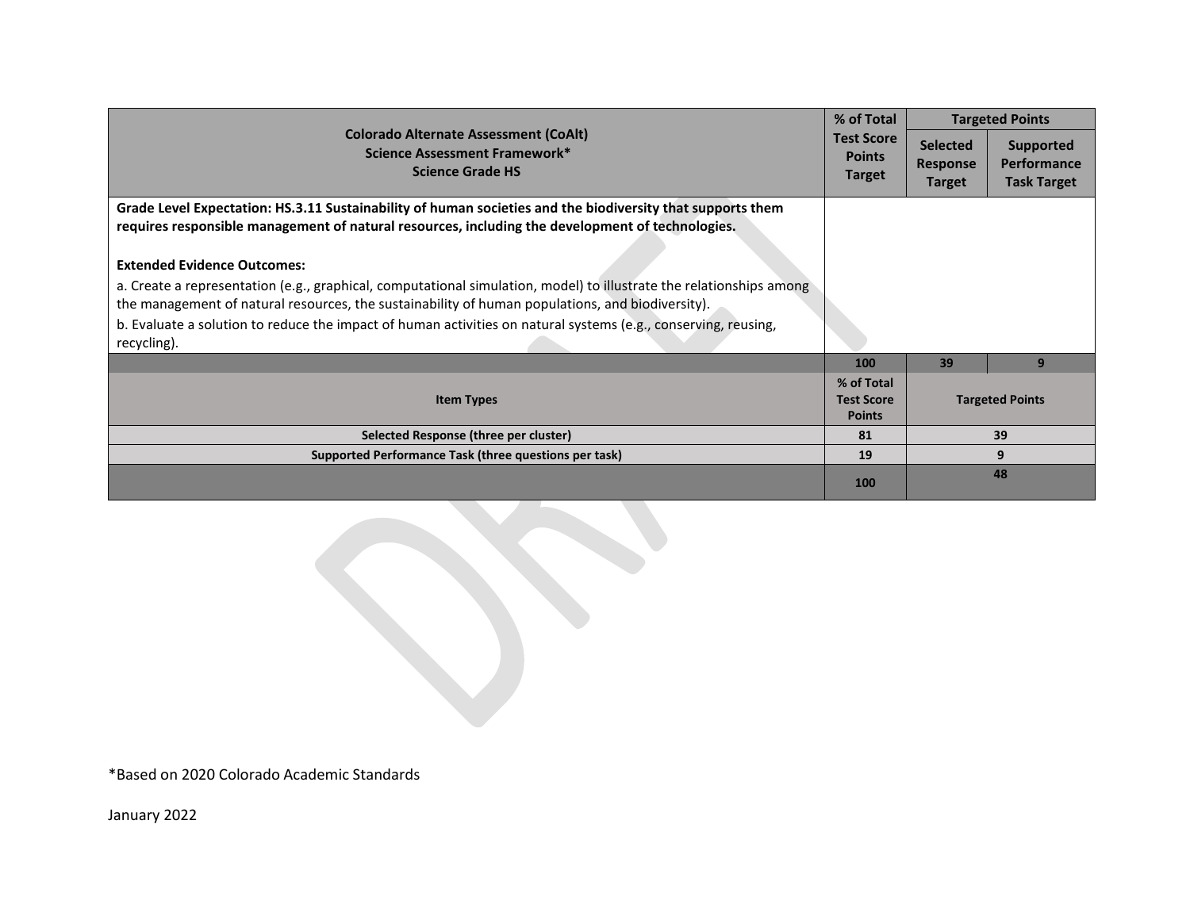| Colorado Alternate Assessment (CoAlt)<br>Science Assessment Framework*<br>Science Grade HS | % of Total Test Score Points Target | Targeted Points | |
|---|---|---|---|
| | | Selected Response Target | Supported Performance Task Target |
| **Grade Level Expectation: HS.3.11 Sustainability of human societies and the biodiversity that supports them requires responsible management of natural resources, including the development of technologies.**<br><br>**Extended Evidence Outcomes:**<br>a. Create a representation (e.g., graphical, computational simulation, model) to illustrate the relationships among the management of natural resources, the sustainability of human populations, and biodiversity).<br>b. Evaluate a solution to reduce the impact of human activities on natural systems (e.g., conserving, reusing, recycling). | | | |
| | **100** | **39** | **9** |
| **Item Types** | **% of Total Test Score Points** | **Targeted Points** | |
| **Selected Response (three per cluster)** | **81** | **39** | |
| **Supported Performance Task (three questions per task)** | **19** | **9** | |
| | **100** | **48** | |

*Based on 2020 Colorado Academic Standards

January 2022